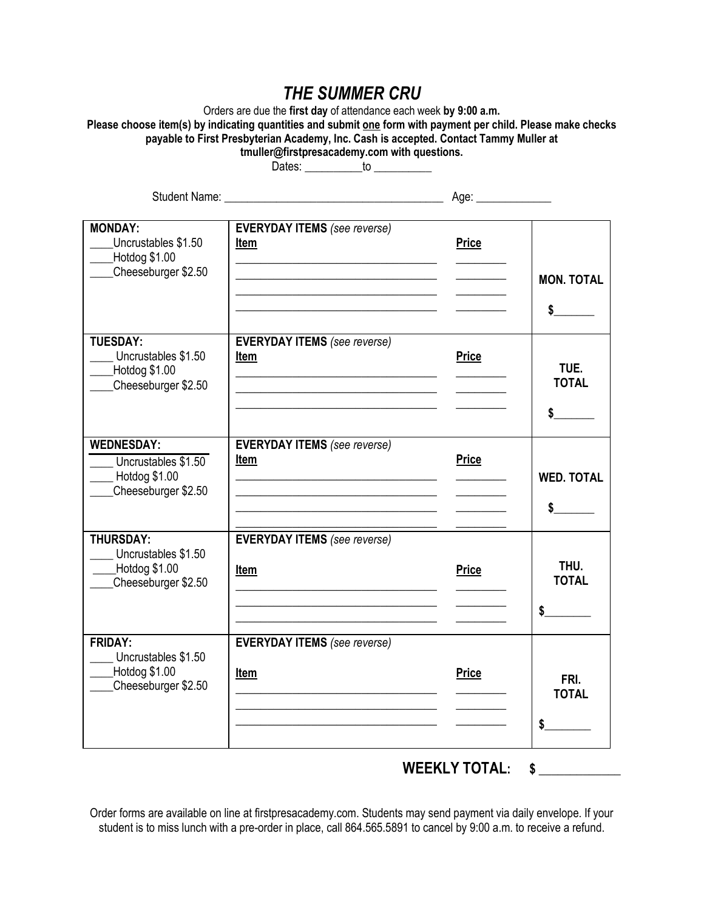# *THE SUMMER CRU*

Orders are due the **first day** of attendance each week **by 9:00 a.m.**

**Please choose item(s) by indicating quantities and submit one form with payment per child. Please make checks payable to First Presbyterian Academy, Inc. Cash is accepted. Contact Tammy Muller at tmuller@firstpresacademy.com with questions.**

Dates: __________to __________

Student Name: ______________________________________ Age: _____________

| | | | |
|---|---|---|---|
| **MONDAY:**<br>____Uncrustables $1.50<br>____Hotdog $1.00<br>____Cheeseburger $2.50 | **EVERYDAY ITEMS** *(see reverse)*<br>**Item**<br>__________________________________<br>__________________________________<br>__________________________________<br>__________________________________ | **Price**<br>________<br>________<br>________<br>________ | **MON. TOTAL**<br>**$**_______ |
| **TUESDAY:**<br>____ Uncrustables $1.50<br>____Hotdog $1.00<br>____Cheeseburger $2.50 | **EVERYDAY ITEMS** *(see reverse)*<br>**Item**<br>__________________________________<br>__________________________________<br>__________________________________ | **Price**<br>________<br>________<br>________ | **TUE. TOTAL**<br>**$**_______ |
| **WEDNESDAY:**<br>____ Uncrustables $1.50<br>____ Hotdog $1.00<br>____Cheeseburger $2.50 | **EVERYDAY ITEMS** *(see reverse)*<br>**Item**<br>__________________________________<br>__________________________________<br>__________________________________<br>__________________________________ | **Price**<br>________<br>________<br>________<br>________ | **WED. TOTAL**<br>**$**_______ |
| **THURSDAY:**<br>____ Uncrustables $1.50<br>____Hotdog $1.00<br>____Cheeseburger $2.50 | **EVERYDAY ITEMS** *(see reverse)*<br>**Item**<br>__________________________________<br>__________________________________<br>__________________________________ | **Price**<br>________<br>________<br>________ | **THU. TOTAL**<br>**$**________ |
| **FRIDAY:**<br>____ Uncrustables $1.50<br>____Hotdog $1.00<br>____Cheeseburger $2.50 | **EVERYDAY ITEMS** *(see reverse)*<br>**Item**<br>__________________________________<br>__________________________________<br>__________________________________ | **Price**<br>________<br>________<br>________ | **FRI. TOTAL**<br>**$**________ |

**WEEKLY TOTAL: $ ____________**

Order forms are available on line at firstpresacademy.com. Students may send payment via daily envelope. If your student is to miss lunch with a pre-order in place, call 864.565.5891 to cancel by 9:00 a.m. to receive a refund.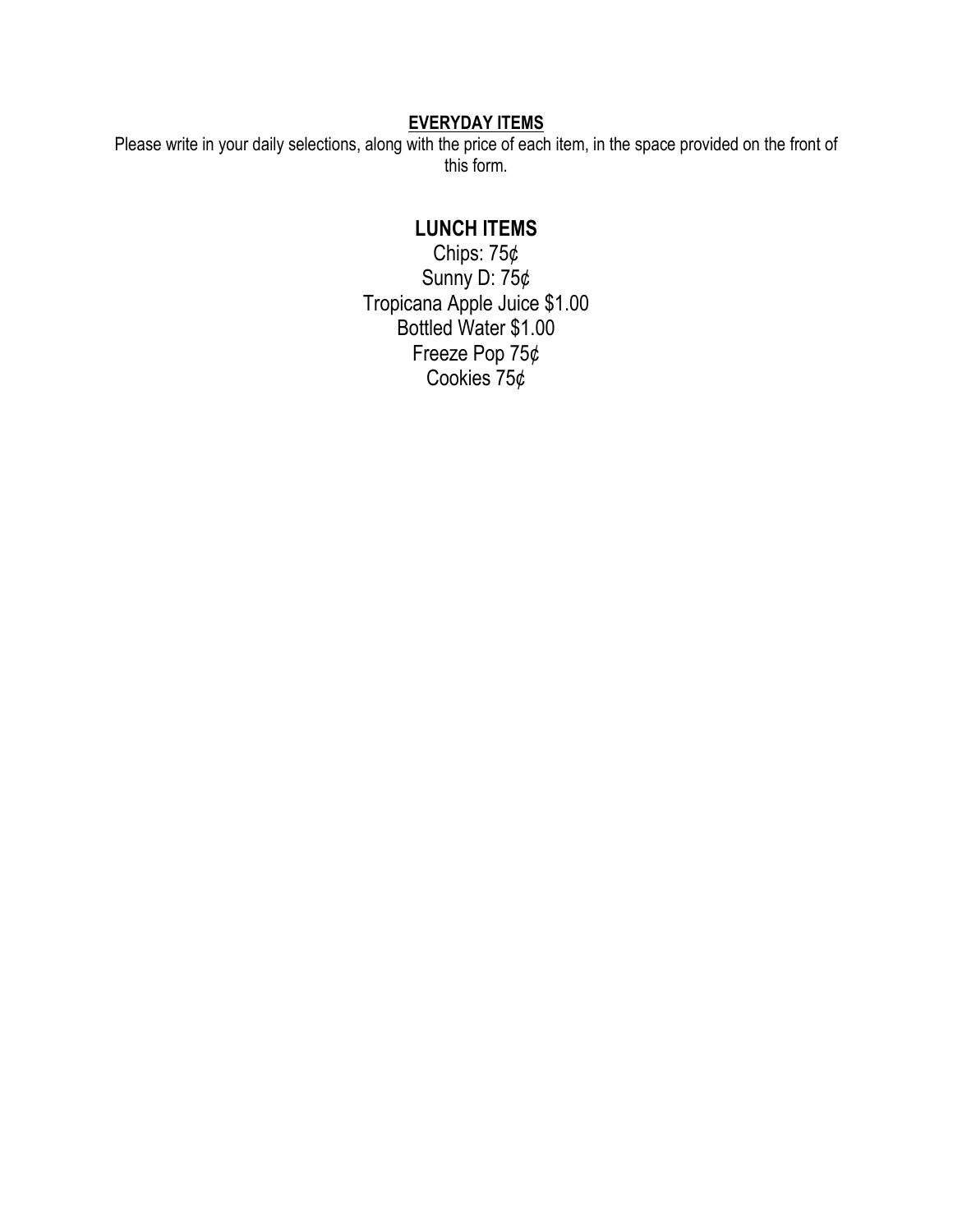**EVERYDAY ITEMS**

Please write in your daily selections, along with the price of each item, in the space provided on the front of this form.

## LUNCH ITEMS

Chips: 75¢
Sunny D: 75¢
Tropicana Apple Juice $1.00
Bottled Water $1.00
Freeze Pop 75¢
Cookies 75¢